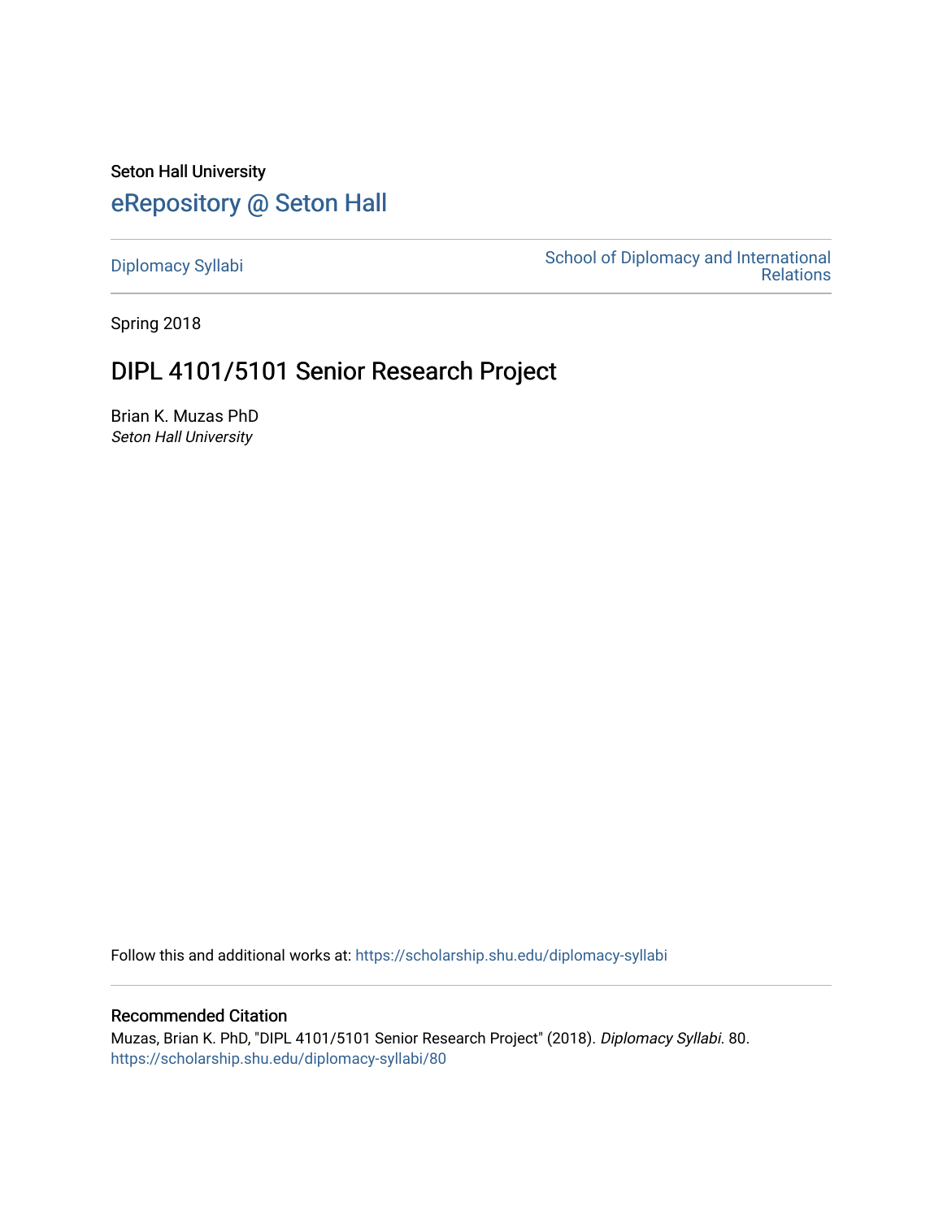Seton Hall University

# eRepository @ Seton Hall

Diplomacy Syllabi

School of Diplomacy and International Relations

Spring 2018

## DIPL 4101/5101 Senior Research Project

Brian K. Muzas PhD
*Seton Hall University*

Follow this and additional works at: https://scholarship.shu.edu/diplomacy-syllabi

### Recommended Citation

Muzas, Brian K. PhD, "DIPL 4101/5101 Senior Research Project" (2018). *Diplomacy Syllabi*. 80.
https://scholarship.shu.edu/diplomacy-syllabi/80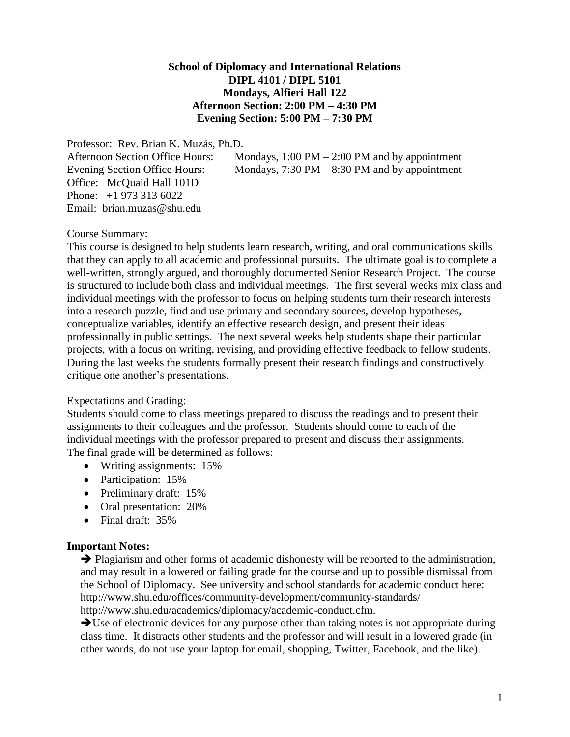**School of Diplomacy and International Relations**
**DIPL 4101 / DIPL 5101**
**Mondays, Alfieri Hall 122**
**Afternoon Section: 2:00 PM – 4:30 PM**
**Evening Section: 5:00 PM – 7:30 PM**

Professor: Rev. Brian K. Muzás, Ph.D.
Afternoon Section Office Hours: Mondays, 1:00 PM – 2:00 PM and by appointment
Evening Section Office Hours: Mondays, 7:30 PM – 8:30 PM and by appointment
Office: McQuaid Hall 101D
Phone: +1 973 313 6022
Email: brian.muzas@shu.edu

Course Summary:

This course is designed to help students learn research, writing, and oral communications skills that they can apply to all academic and professional pursuits. The ultimate goal is to complete a well-written, strongly argued, and thoroughly documented Senior Research Project. The course is structured to include both class and individual meetings. The first several weeks mix class and individual meetings with the professor to focus on helping students turn their research interests into a research puzzle, find and use primary and secondary sources, develop hypotheses, conceptualize variables, identify an effective research design, and present their ideas professionally in public settings. The next several weeks help students shape their particular projects, with a focus on writing, revising, and providing effective feedback to fellow students. During the last weeks the students formally present their research findings and constructively critique one another's presentations.

Expectations and Grading:

Students should come to class meetings prepared to discuss the readings and to present their assignments to their colleagues and the professor. Students should come to each of the individual meetings with the professor prepared to present and discuss their assignments. The final grade will be determined as follows:

- Writing assignments: 15%
- Participation: 15%
- Preliminary draft: 15%
- Oral presentation: 20%
- Final draft: 35%

**Important Notes:**

➔ Plagiarism and other forms of academic dishonesty will be reported to the administration, and may result in a lowered or failing grade for the course and up to possible dismissal from the School of Diplomacy. See university and school standards for academic conduct here: http://www.shu.edu/offices/community-development/community-standards/ http://www.shu.edu/academics/diplomacy/academic-conduct.cfm.

➔ Use of electronic devices for any purpose other than taking notes is not appropriate during class time. It distracts other students and the professor and will result in a lowered grade (in other words, do not use your laptop for email, shopping, Twitter, Facebook, and the like).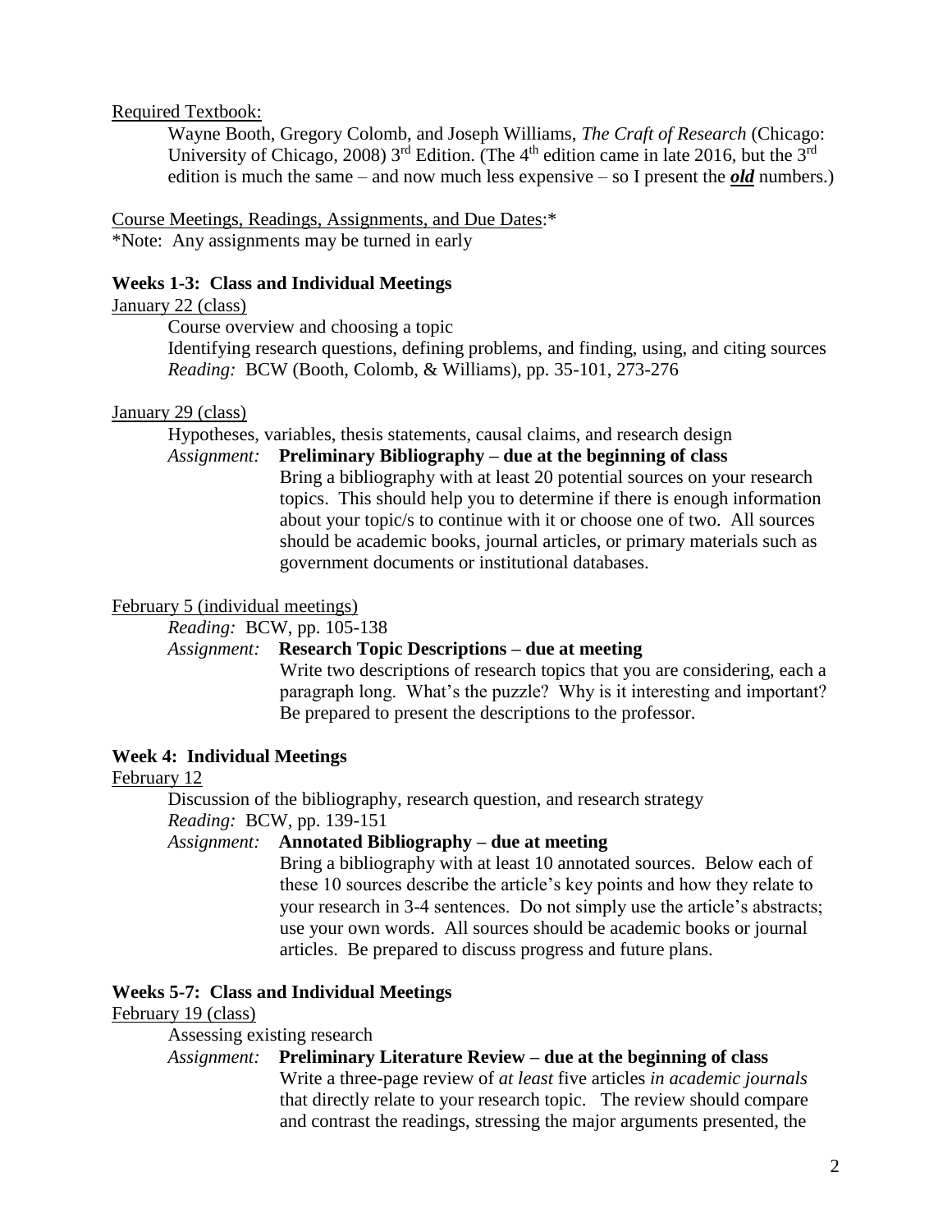Required Textbook:

Wayne Booth, Gregory Colomb, and Joseph Williams, *The Craft of Research* (Chicago: University of Chicago, 2008) 3rd Edition. (The 4th edition came in late 2016, but the 3rd edition is much the same – and now much less expensive – so I present the ***old*** numbers.)

Course Meetings, Readings, Assignments, and Due Dates:*

*Note: Any assignments may be turned in early

**Weeks 1-3: Class and Individual Meetings**

January 22 (class)

Course overview and choosing a topic

Identifying research questions, defining problems, and finding, using, and citing sources

*Reading:* BCW (Booth, Colomb, & Williams), pp. 35-101, 273-276

January 29 (class)

Hypotheses, variables, thesis statements, causal claims, and research design

*Assignment:* **Preliminary Bibliography – due at the beginning of class**

Bring a bibliography with at least 20 potential sources on your research topics. This should help you to determine if there is enough information about your topic/s to continue with it or choose one of two. All sources should be academic books, journal articles, or primary materials such as government documents or institutional databases.

February 5 (individual meetings)

*Reading:* BCW, pp. 105-138

*Assignment:* **Research Topic Descriptions – due at meeting**

Write two descriptions of research topics that you are considering, each a paragraph long. What's the puzzle? Why is it interesting and important? Be prepared to present the descriptions to the professor.

**Week 4: Individual Meetings**

February 12

Discussion of the bibliography, research question, and research strategy

*Reading:* BCW, pp. 139-151

*Assignment:* **Annotated Bibliography – due at meeting**

Bring a bibliography with at least 10 annotated sources. Below each of these 10 sources describe the article's key points and how they relate to your research in 3-4 sentences. Do not simply use the article's abstracts; use your own words. All sources should be academic books or journal articles. Be prepared to discuss progress and future plans.

**Weeks 5-7: Class and Individual Meetings**

February 19 (class)

Assessing existing research

*Assignment:* **Preliminary Literature Review – due at the beginning of class**

Write a three-page review of *at least* five articles *in academic journals* that directly relate to your research topic. The review should compare and contrast the readings, stressing the major arguments presented, the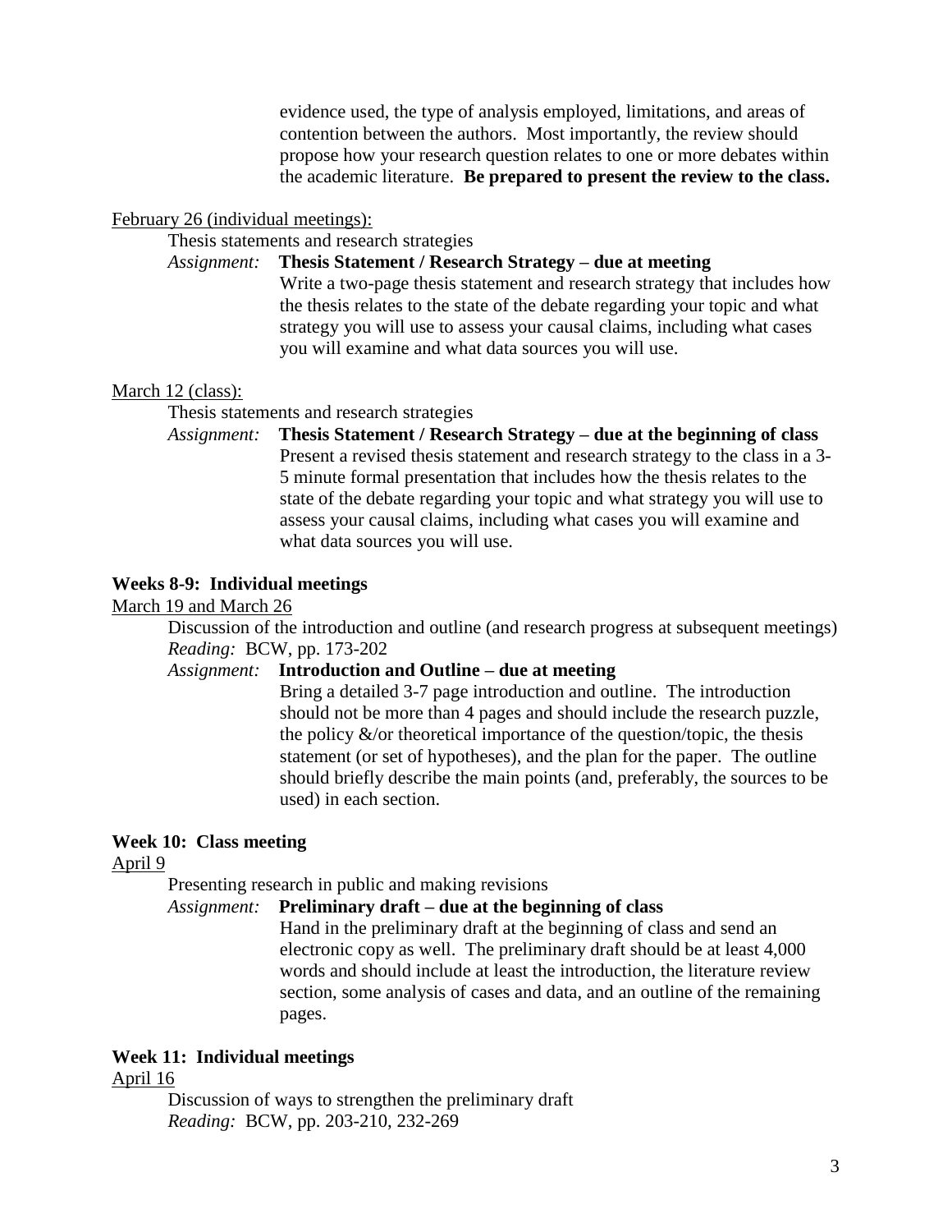evidence used, the type of analysis employed, limitations, and areas of contention between the authors. Most importantly, the review should propose how your research question relates to one or more debates within the academic literature. **Be prepared to present the review to the class.**

February 26 (individual meetings):

Thesis statements and research strategies

*Assignment:* **Thesis Statement / Research Strategy – due at meeting**

Write a two-page thesis statement and research strategy that includes how the thesis relates to the state of the debate regarding your topic and what strategy you will use to assess your causal claims, including what cases you will examine and what data sources you will use.

March 12 (class):

Thesis statements and research strategies

*Assignment:* **Thesis Statement / Research Strategy – due at the beginning of class**

Present a revised thesis statement and research strategy to the class in a 3-5 minute formal presentation that includes how the thesis relates to the state of the debate regarding your topic and what strategy you will use to assess your causal claims, including what cases you will examine and what data sources you will use.

### Weeks 8-9: Individual meetings

March 19 and March 26

Discussion of the introduction and outline (and research progress at subsequent meetings)

*Reading:* BCW, pp. 173-202

*Assignment:* **Introduction and Outline – due at meeting**

Bring a detailed 3-7 page introduction and outline. The introduction should not be more than 4 pages and should include the research puzzle, the policy &/or theoretical importance of the question/topic, the thesis statement (or set of hypotheses), and the plan for the paper. The outline should briefly describe the main points (and, preferably, the sources to be used) in each section.

### Week 10: Class meeting

April 9

Presenting research in public and making revisions

*Assignment:* **Preliminary draft – due at the beginning of class**

Hand in the preliminary draft at the beginning of class and send an electronic copy as well. The preliminary draft should be at least 4,000 words and should include at least the introduction, the literature review section, some analysis of cases and data, and an outline of the remaining pages.

### Week 11: Individual meetings

April 16

Discussion of ways to strengthen the preliminary draft

*Reading:* BCW, pp. 203-210, 232-269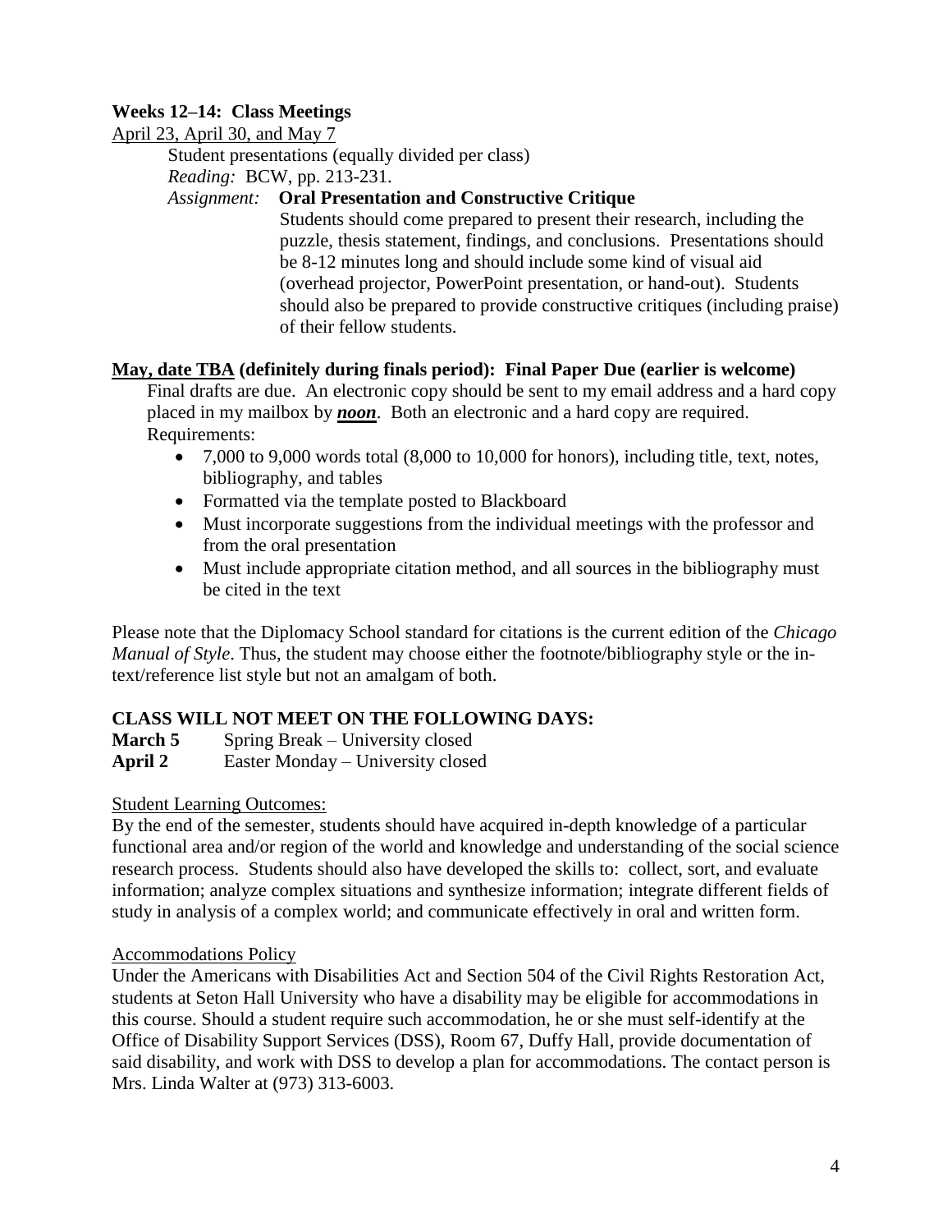**Weeks 12–14: Class Meetings**

April 23, April 30, and May 7

Student presentations (equally divided per class)

*Reading:* BCW, pp. 213-231.

*Assignment:* **Oral Presentation and Constructive Critique**

Students should come prepared to present their research, including the puzzle, thesis statement, findings, and conclusions. Presentations should be 8-12 minutes long and should include some kind of visual aid (overhead projector, PowerPoint presentation, or hand-out). Students should also be prepared to provide constructive critiques (including praise) of their fellow students.

**May, date TBA (definitely during finals period): Final Paper Due (earlier is welcome)**

Final drafts are due. An electronic copy should be sent to my email address and a hard copy placed in my mailbox by ***noon***. Both an electronic and a hard copy are required.

Requirements:

- 7,000 to 9,000 words total (8,000 to 10,000 for honors), including title, text, notes, bibliography, and tables
- Formatted via the template posted to Blackboard
- Must incorporate suggestions from the individual meetings with the professor and from the oral presentation
- Must include appropriate citation method, and all sources in the bibliography must be cited in the text

Please note that the Diplomacy School standard for citations is the current edition of the *Chicago Manual of Style*. Thus, the student may choose either the footnote/bibliography style or the in-text/reference list style but not an amalgam of both.

**CLASS WILL NOT MEET ON THE FOLLOWING DAYS:**

**March 5** Spring Break – University closed

**April 2** Easter Monday – University closed

Student Learning Outcomes:

By the end of the semester, students should have acquired in-depth knowledge of a particular functional area and/or region of the world and knowledge and understanding of the social science research process. Students should also have developed the skills to: collect, sort, and evaluate information; analyze complex situations and synthesize information; integrate different fields of study in analysis of a complex world; and communicate effectively in oral and written form.

Accommodations Policy

Under the Americans with Disabilities Act and Section 504 of the Civil Rights Restoration Act, students at Seton Hall University who have a disability may be eligible for accommodations in this course. Should a student require such accommodation, he or she must self-identify at the Office of Disability Support Services (DSS), Room 67, Duffy Hall, provide documentation of said disability, and work with DSS to develop a plan for accommodations. The contact person is Mrs. Linda Walter at (973) 313-6003.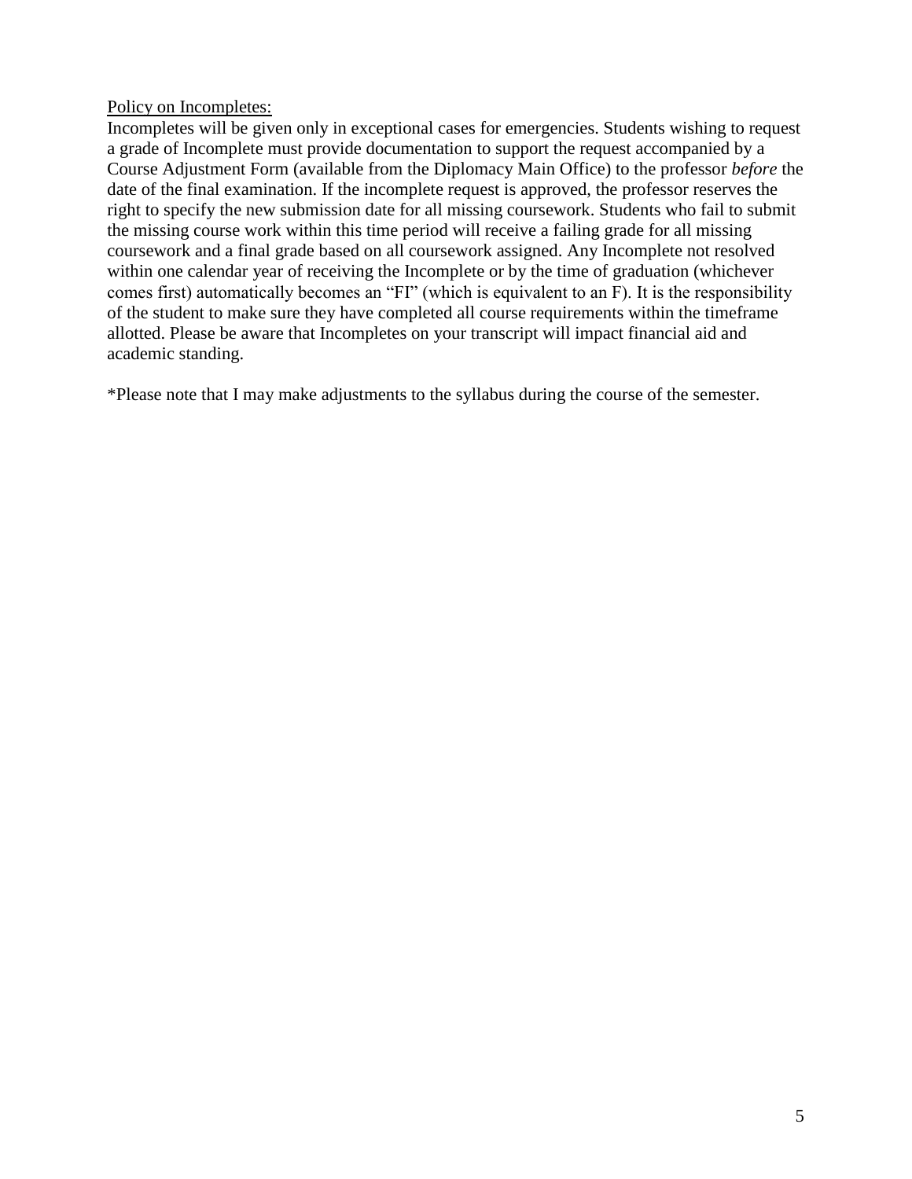Policy on Incompletes:

Incompletes will be given only in exceptional cases for emergencies. Students wishing to request a grade of Incomplete must provide documentation to support the request accompanied by a Course Adjustment Form (available from the Diplomacy Main Office) to the professor *before* the date of the final examination. If the incomplete request is approved, the professor reserves the right to specify the new submission date for all missing coursework. Students who fail to submit the missing course work within this time period will receive a failing grade for all missing coursework and a final grade based on all coursework assigned. Any Incomplete not resolved within one calendar year of receiving the Incomplete or by the time of graduation (whichever comes first) automatically becomes an "FI" (which is equivalent to an F). It is the responsibility of the student to make sure they have completed all course requirements within the timeframe allotted. Please be aware that Incompletes on your transcript will impact financial aid and academic standing.

*Please note that I may make adjustments to the syllabus during the course of the semester.